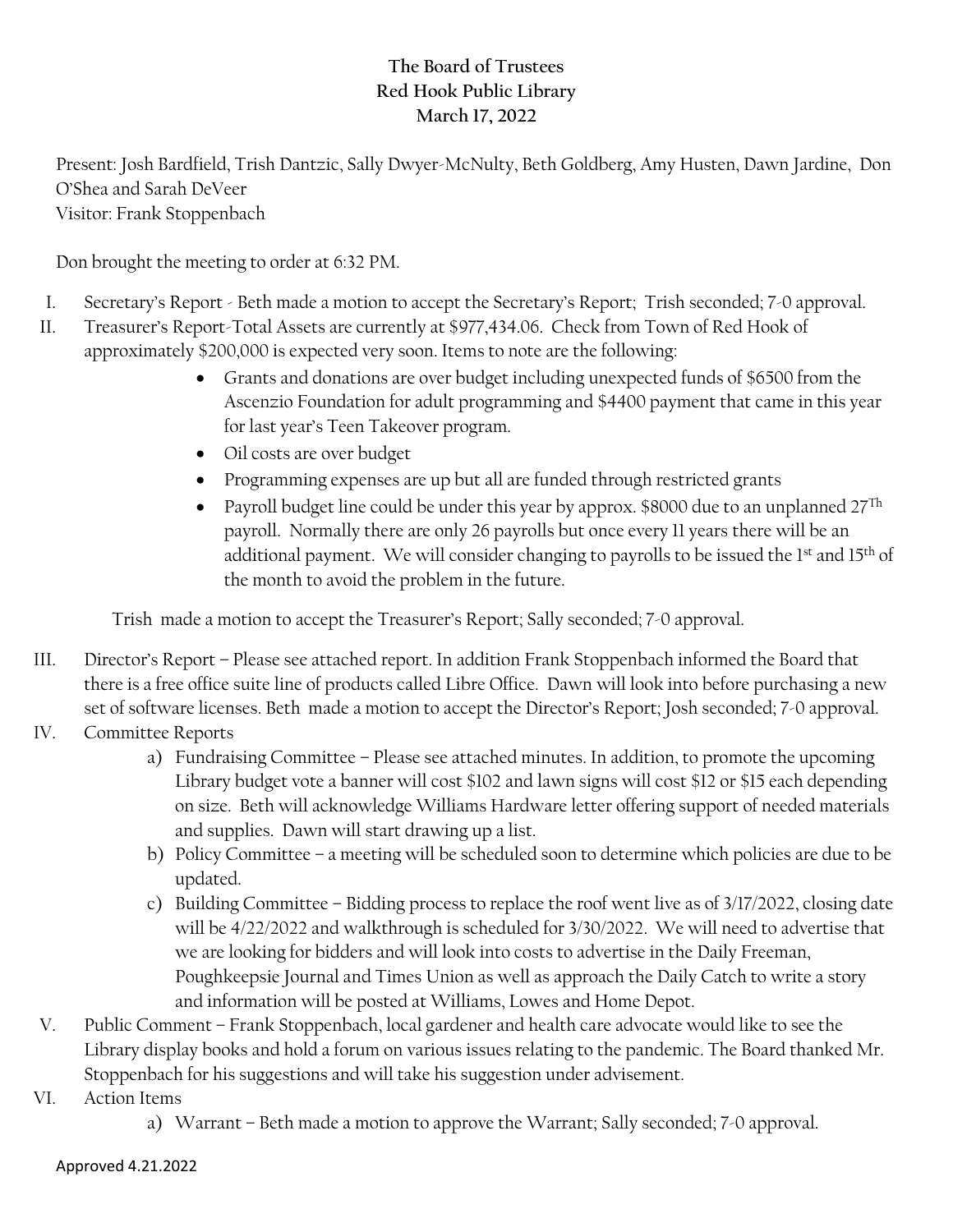# The Board of Trustees
## Red Hook Public Library
### March 17, 2022

Present: Josh Bardfield, Trish Dantzic, Sally Dwyer-McNulty, Beth Goldberg, Amy Husten, Dawn Jardine, Don O'Shea and Sarah DeVeer
Visitor: Frank Stoppenbach

Don brought the meeting to order at 6:32 PM.

I. Secretary's Report - Beth made a motion to accept the Secretary's Report; Trish seconded; 7-0 approval.

II. Treasurer's Report-Total Assets are currently at $977,434.06. Check from Town of Red Hook of approximately $200,000 is expected very soon. Items to note are the following:
   - Grants and donations are over budget including unexpected funds of $6500 from the Ascenzio Foundation for adult programming and $4400 payment that came in this year for last year's Teen Takeover program.
   - Oil costs are over budget
   - Programming expenses are up but all are funded through restricted grants
   - Payroll budget line could be under this year by approx. $8000 due to an unplanned 27Th payroll. Normally there are only 26 payrolls but once every 11 years there will be an additional payment. We will consider changing to payrolls to be issued the 1st and 15th of the month to avoid the problem in the future.

   Trish made a motion to accept the Treasurer's Report; Sally seconded; 7-0 approval.

III. Director's Report – Please see attached report. In addition Frank Stoppenbach informed the Board that there is a free office suite line of products called Libre Office. Dawn will look into before purchasing a new set of software licenses. Beth made a motion to accept the Director's Report; Josh seconded; 7-0 approval.

IV. Committee Reports
   a) Fundraising Committee – Please see attached minutes. In addition, to promote the upcoming Library budget vote a banner will cost $102 and lawn signs will cost $12 or $15 each depending on size. Beth will acknowledge Williams Hardware letter offering support of needed materials and supplies. Dawn will start drawing up a list.
   b) Policy Committee – a meeting will be scheduled soon to determine which policies are due to be updated.
   c) Building Committee – Bidding process to replace the roof went live as of 3/17/2022, closing date will be 4/22/2022 and walkthrough is scheduled for 3/30/2022. We will need to advertise that we are looking for bidders and will look into costs to advertise in the Daily Freeman, Poughkeepsie Journal and Times Union as well as approach the Daily Catch to write a story and information will be posted at Williams, Lowes and Home Depot.

V. Public Comment – Frank Stoppenbach, local gardener and health care advocate would like to see the Library display books and hold a forum on various issues relating to the pandemic. The Board thanked Mr. Stoppenbach for his suggestions and will take his suggestion under advisement.

VI. Action Items
   a) Warrant – Beth made a motion to approve the Warrant; Sally seconded; 7-0 approval.

Approved 4.21.2022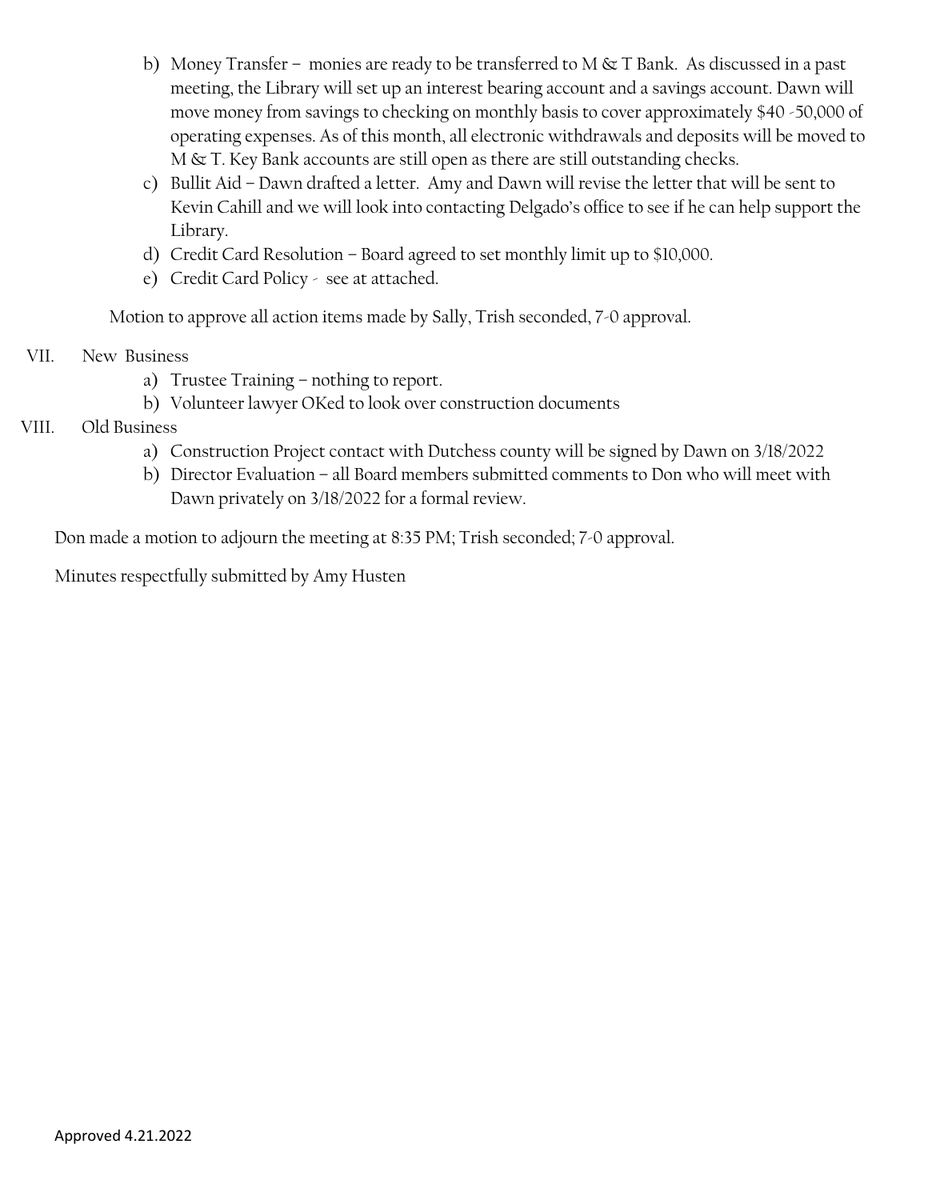b) Money Transfer – monies are ready to be transferred to M & T Bank. As discussed in a past meeting, the Library will set up an interest bearing account and a savings account. Dawn will move money from savings to checking on monthly basis to cover approximately $40 -50,000 of operating expenses. As of this month, all electronic withdrawals and deposits will be moved to M & T. Key Bank accounts are still open as there are still outstanding checks.

c) Bullit Aid – Dawn drafted a letter. Amy and Dawn will revise the letter that will be sent to Kevin Cahill and we will look into contacting Delgado's office to see if he can help support the Library.

d) Credit Card Resolution – Board agreed to set monthly limit up to $10,000.

e) Credit Card Policy - see at attached.

Motion to approve all action items made by Sally, Trish seconded, 7-0 approval.

VII. New Business

a) Trustee Training – nothing to report.

b) Volunteer lawyer OKed to look over construction documents

VIII. Old Business

a) Construction Project contact with Dutchess county will be signed by Dawn on 3/18/2022

b) Director Evaluation – all Board members submitted comments to Don who will meet with Dawn privately on 3/18/2022 for a formal review.

Don made a motion to adjourn the meeting at 8:35 PM; Trish seconded; 7-0 approval.

Minutes respectfully submitted by Amy Husten

Approved 4.21.2022